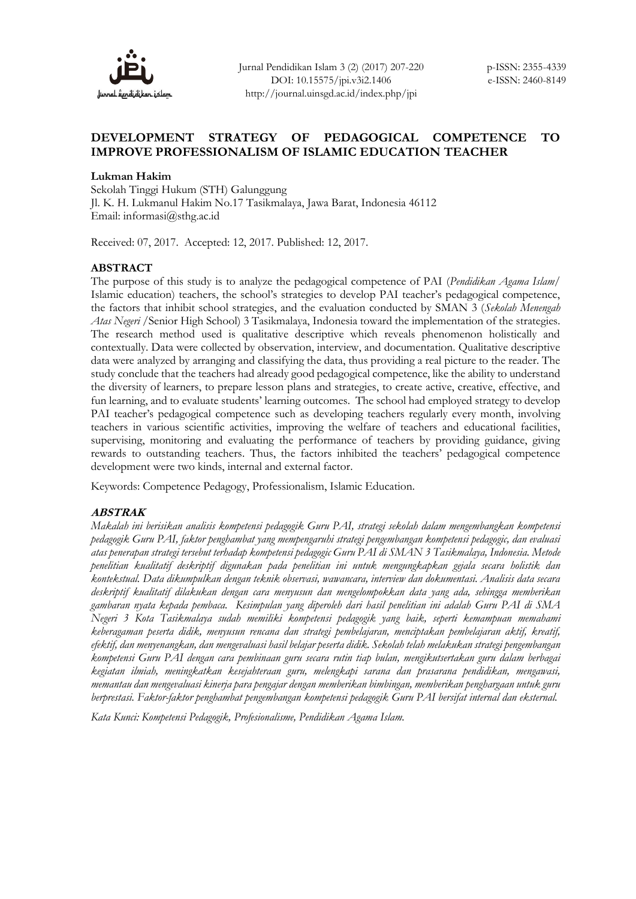# DEVELOPMENT STRATEGY OF PEDAGOGICAL COMPETENCE TO IMPROVE PROFESSIONALISM OF ISLAMIC EDUCATION TEACHER

**Lukman Hakim**

Sekolah Tinggi Hukum (STH) Galunggung
Jl. K. H. Lukmanul Hakim No.17 Tasikmalaya, Jawa Barat, Indonesia 46112
Email: informasi@sthg.ac.id

Received: 07, 2017. Accepted: 12, 2017. Published: 12, 2017.

## ABSTRACT

The purpose of this study is to analyze the pedagogical competence of PAI (*Pendidikan Agama Islam*/ Islamic education) teachers, the school's strategies to develop PAI teacher's pedagogical competence, the factors that inhibit school strategies, and the evaluation conducted by SMAN 3 (*Sekolah Menengah Atas Negeri* /Senior High School) 3 Tasikmalaya, Indonesia toward the implementation of the strategies. The research method used is qualitative descriptive which reveals phenomenon holistically and contextually. Data were collected by observation, interview, and documentation. Qualitative descriptive data were analyzed by arranging and classifying the data, thus providing a real picture to the reader. The study conclude that the teachers had already good pedagogical competence, like the ability to understand the diversity of learners, to prepare lesson plans and strategies, to create active, creative, effective, and fun learning, and to evaluate students' learning outcomes. The school had employed strategy to develop PAI teacher's pedagogical competence such as developing teachers regularly every month, involving teachers in various scientific activities, improving the welfare of teachers and educational facilities, supervising, monitoring and evaluating the performance of teachers by providing guidance, giving rewards to outstanding teachers. Thus, the factors inhibited the teachers' pedagogical competence development were two kinds, internal and external factor.

Keywords: Competence Pedagogy, Professionalism, Islamic Education.

## *ABSTRAK*

*Makalah ini berisikan analisis kompetensi pedagogik Guru PAI, strategi sekolah dalam mengembangkan kompetensi pedagogik Guru PAI, faktor penghambat yang mempengaruhi strategi pengembangan kompetensi pedagogic, dan evaluasi atas penerapan strategi tersebut terhadap kompetensi pedagogic Guru PAI di SMAN 3 Tasikmalaya, Indonesia. Metode penelitian kualitatif deskriptif digunakan pada penelitian ini untuk mengungkapkan gejala secara holistik dan kontekstual. Data dikumpulkan dengan teknik observasi, wawancara, interview dan dokumentasi. Analisis data secara deskriptif kualitatif dilakukan dengan cara menyusun dan mengelompokkan data yang ada, sehingga memberikan gambaran nyata kepada pembaca. Kesimpulan yang diperoleh dari hasil penelitian ini adalah Guru PAI di SMA Negeri 3 Kota Tasikmalaya sudah memiliki kompetensi pedagogik yang baik, seperti kemampuan memahami keberagaman peserta didik, menyusun rencana dan strategi pembelajaran, menciptakan pembelajaran aktif, kreatif, efektif, dan menyenangkan, dan mengevaluasi hasil belajar peserta didik. Sekolah telah melakukan strategi pengembangan kompetensi Guru PAI dengan cara pembinaan guru secara rutin tiap bulan, mengikutsertakan guru dalam berbagai kegiatan ilmiah, meningkatkan kesejahteraan guru, melengkapi sarana dan prasarana pendidikan, mengawasi, memantau dan mengevaluasi kinerja para pengajar dengan memberikan bimbingan, memberikan penghargaan untuk guru berprestasi. Faktor-faktor penghambat pengembangan kompetensi pedagogik Guru PAI bersifat internal dan eksternal.*

*Kata Kunci: Kompetensi Pedagogik, Profesionalisme, Pendidikan Agama Islam.*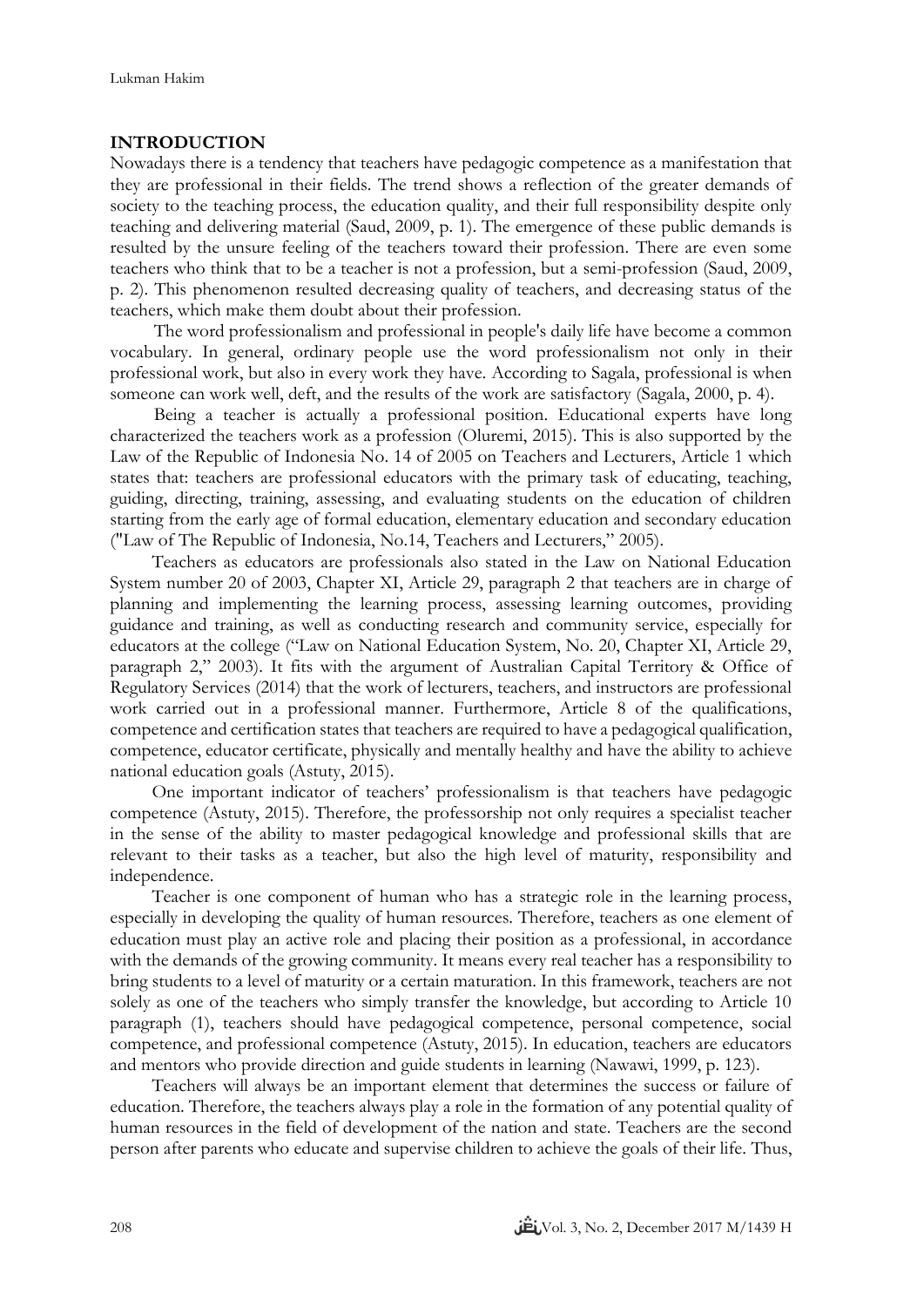## INTRODUCTION

Nowadays there is a tendency that teachers have pedagogic competence as a manifestation that they are professional in their fields. The trend shows a reflection of the greater demands of society to the teaching process, the education quality, and their full responsibility despite only teaching and delivering material (Saud, 2009, p. 1). The emergence of these public demands is resulted by the unsure feeling of the teachers toward their profession. There are even some teachers who think that to be a teacher is not a profession, but a semi-profession (Saud, 2009, p. 2). This phenomenon resulted decreasing quality of teachers, and decreasing status of the teachers, which make them doubt about their profession.

The word professionalism and professional in people's daily life have become a common vocabulary. In general, ordinary people use the word professionalism not only in their professional work, but also in every work they have. According to Sagala, professional is when someone can work well, deft, and the results of the work are satisfactory (Sagala, 2000, p. 4).

Being a teacher is actually a professional position. Educational experts have long characterized the teachers work as a profession (Oluremi, 2015). This is also supported by the Law of the Republic of Indonesia No. 14 of 2005 on Teachers and Lecturers, Article 1 which states that: teachers are professional educators with the primary task of educating, teaching, guiding, directing, training, assessing, and evaluating students on the education of children starting from the early age of formal education, elementary education and secondary education ("Law of The Republic of Indonesia, No.14, Teachers and Lecturers," 2005).

Teachers as educators are professionals also stated in the Law on National Education System number 20 of 2003, Chapter XI, Article 29, paragraph 2 that teachers are in charge of planning and implementing the learning process, assessing learning outcomes, providing guidance and training, as well as conducting research and community service, especially for educators at the college ("Law on National Education System, No. 20, Chapter XI, Article 29, paragraph 2," 2003). It fits with the argument of Australian Capital Territory & Office of Regulatory Services (2014) that the work of lecturers, teachers, and instructors are professional work carried out in a professional manner. Furthermore, Article 8 of the qualifications, competence and certification states that teachers are required to have a pedagogical qualification, competence, educator certificate, physically and mentally healthy and have the ability to achieve national education goals (Astuty, 2015).

One important indicator of teachers' professionalism is that teachers have pedagogic competence (Astuty, 2015). Therefore, the professorship not only requires a specialist teacher in the sense of the ability to master pedagogical knowledge and professional skills that are relevant to their tasks as a teacher, but also the high level of maturity, responsibility and independence.

Teacher is one component of human who has a strategic role in the learning process, especially in developing the quality of human resources. Therefore, teachers as one element of education must play an active role and placing their position as a professional, in accordance with the demands of the growing community. It means every real teacher has a responsibility to bring students to a level of maturity or a certain maturation. In this framework, teachers are not solely as one of the teachers who simply transfer the knowledge, but according to Article 10 paragraph (1), teachers should have pedagogical competence, personal competence, social competence, and professional competence (Astuty, 2015). In education, teachers are educators and mentors who provide direction and guide students in learning (Nawawi, 1999, p. 123).

Teachers will always be an important element that determines the success or failure of education. Therefore, the teachers always play a role in the formation of any potential quality of human resources in the field of development of the nation and state. Teachers are the second person after parents who educate and supervise children to achieve the goals of their life. Thus,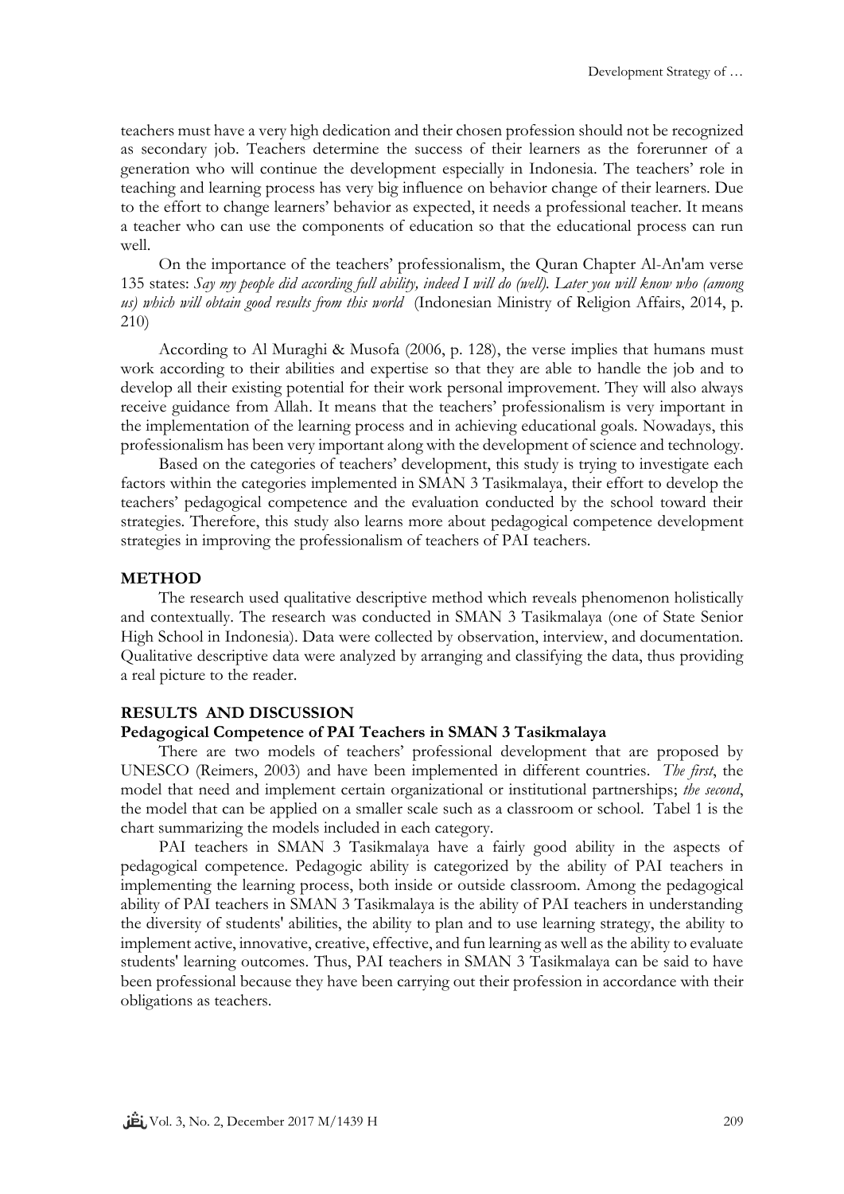teachers must have a very high dedication and their chosen profession should not be recognized as secondary job. Teachers determine the success of their learners as the forerunner of a generation who will continue the development especially in Indonesia. The teachers' role in teaching and learning process has very big influence on behavior change of their learners. Due to the effort to change learners' behavior as expected, it needs a professional teacher. It means a teacher who can use the components of education so that the educational process can run well.

On the importance of the teachers' professionalism, the Quran Chapter Al-An'am verse 135 states: *Say my people did according full ability, indeed I will do (well). Later you will know who (among us) which will obtain good results from this world* (Indonesian Ministry of Religion Affairs, 2014, p. 210)

According to Al Muraghi & Musofa (2006, p. 128), the verse implies that humans must work according to their abilities and expertise so that they are able to handle the job and to develop all their existing potential for their work personal improvement. They will also always receive guidance from Allah. It means that the teachers' professionalism is very important in the implementation of the learning process and in achieving educational goals. Nowadays, this professionalism has been very important along with the development of science and technology.

Based on the categories of teachers' development, this study is trying to investigate each factors within the categories implemented in SMAN 3 Tasikmalaya, their effort to develop the teachers' pedagogical competence and the evaluation conducted by the school toward their strategies. Therefore, this study also learns more about pedagogical competence development strategies in improving the professionalism of teachers of PAI teachers.

## METHOD

The research used qualitative descriptive method which reveals phenomenon holistically and contextually. The research was conducted in SMAN 3 Tasikmalaya (one of State Senior High School in Indonesia). Data were collected by observation, interview, and documentation. Qualitative descriptive data were analyzed by arranging and classifying the data, thus providing a real picture to the reader.

## RESULTS AND DISCUSSION

### Pedagogical Competence of PAI Teachers in SMAN 3 Tasikmalaya

There are two models of teachers' professional development that are proposed by UNESCO (Reimers, 2003) and have been implemented in different countries. *The first*, the model that need and implement certain organizational or institutional partnerships; *the second*, the model that can be applied on a smaller scale such as a classroom or school. Tabel 1 is the chart summarizing the models included in each category.

PAI teachers in SMAN 3 Tasikmalaya have a fairly good ability in the aspects of pedagogical competence. Pedagogic ability is categorized by the ability of PAI teachers in implementing the learning process, both inside or outside classroom. Among the pedagogical ability of PAI teachers in SMAN 3 Tasikmalaya is the ability of PAI teachers in understanding the diversity of students' abilities, the ability to plan and to use learning strategy, the ability to implement active, innovative, creative, effective, and fun learning as well as the ability to evaluate students' learning outcomes. Thus, PAI teachers in SMAN 3 Tasikmalaya can be said to have been professional because they have been carrying out their profession in accordance with their obligations as teachers.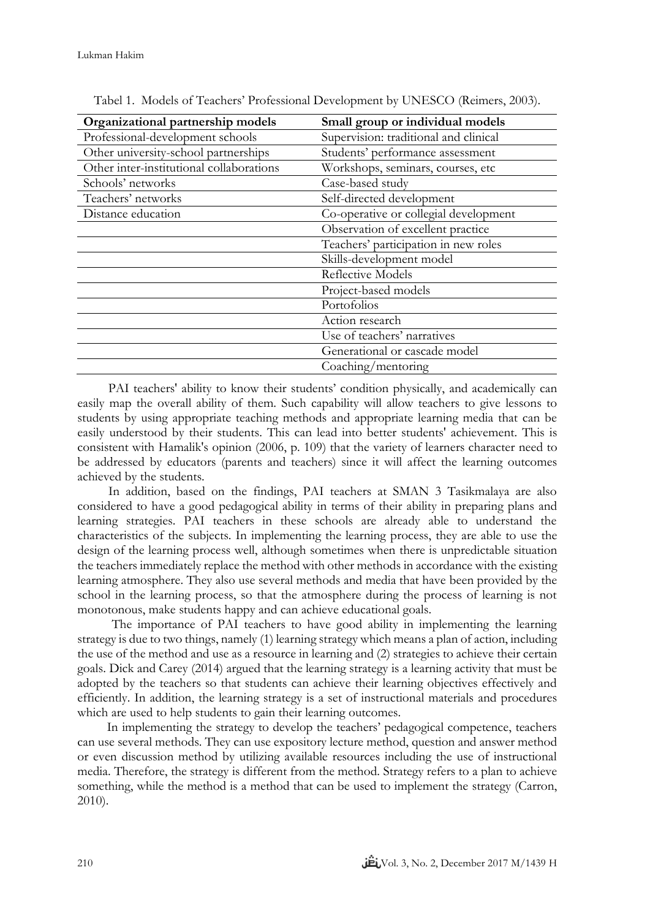Tabel 1. Models of Teachers' Professional Development by UNESCO (Reimers, 2003).

| Organizational partnership models | Small group or individual models |
| --- | --- |
| Professional-development schools | Supervision: traditional and clinical |
| Other university-school partnerships | Students' performance assessment |
| Other inter-institutional collaborations | Workshops, seminars, courses, etc |
| Schools' networks | Case-based study |
| Teachers' networks | Self-directed development |
| Distance education | Co-operative or collegial development |
| | Observation of excellent practice |
| | Teachers' participation in new roles |
| | Skills-development model |
| | Reflective Models |
| | Project-based models |
| | Portofolios |
| | Action research |
| | Use of teachers' narratives |
| | Generational or cascade model |
| | Coaching/mentoring |

PAI teachers' ability to know their students' condition physically, and academically can easily map the overall ability of them. Such capability will allow teachers to give lessons to students by using appropriate teaching methods and appropriate learning media that can be easily understood by their students. This can lead into better students' achievement. This is consistent with Hamalik's opinion (2006, p. 109) that the variety of learners character need to be addressed by educators (parents and teachers) since it will affect the learning outcomes achieved by the students.

In addition, based on the findings, PAI teachers at SMAN 3 Tasikmalaya are also considered to have a good pedagogical ability in terms of their ability in preparing plans and learning strategies. PAI teachers in these schools are already able to understand the characteristics of the subjects. In implementing the learning process, they are able to use the design of the learning process well, although sometimes when there is unpredictable situation the teachers immediately replace the method with other methods in accordance with the existing learning atmosphere. They also use several methods and media that have been provided by the school in the learning process, so that the atmosphere during the process of learning is not monotonous, make students happy and can achieve educational goals.

The importance of PAI teachers to have good ability in implementing the learning strategy is due to two things, namely (1) learning strategy which means a plan of action, including the use of the method and use as a resource in learning and (2) strategies to achieve their certain goals. Dick and Carey (2014) argued that the learning strategy is a learning activity that must be adopted by the teachers so that students can achieve their learning objectives effectively and efficiently. In addition, the learning strategy is a set of instructional materials and procedures which are used to help students to gain their learning outcomes.

In implementing the strategy to develop the teachers' pedagogical competence, teachers can use several methods. They can use expository lecture method, question and answer method or even discussion method by utilizing available resources including the use of instructional media. Therefore, the strategy is different from the method. Strategy refers to a plan to achieve something, while the method is a method that can be used to implement the strategy (Carron, 2010).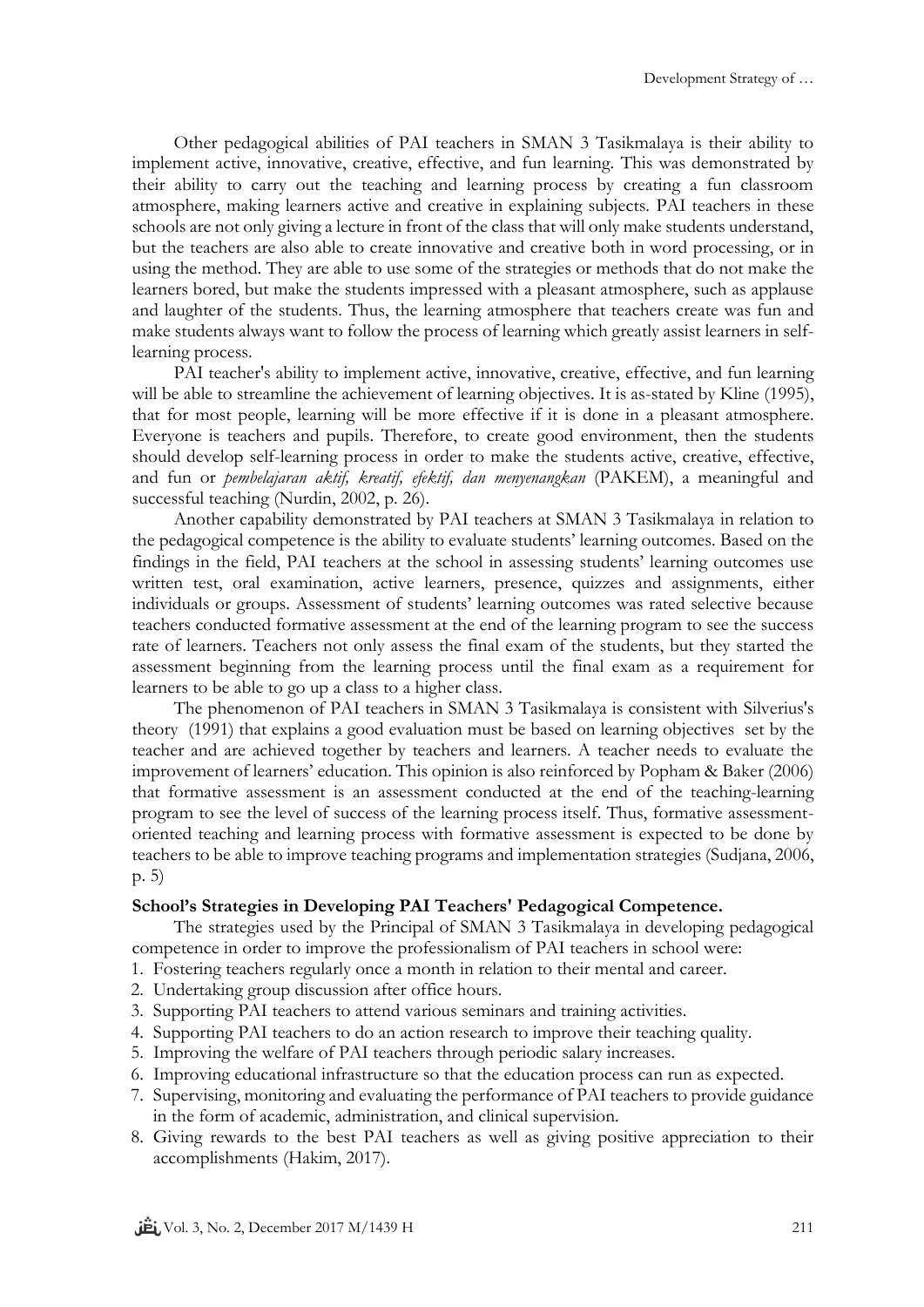Other pedagogical abilities of PAI teachers in SMAN 3 Tasikmalaya is their ability to implement active, innovative, creative, effective, and fun learning. This was demonstrated by their ability to carry out the teaching and learning process by creating a fun classroom atmosphere, making learners active and creative in explaining subjects. PAI teachers in these schools are not only giving a lecture in front of the class that will only make students understand, but the teachers are also able to create innovative and creative both in word processing, or in using the method. They are able to use some of the strategies or methods that do not make the learners bored, but make the students impressed with a pleasant atmosphere, such as applause and laughter of the students. Thus, the learning atmosphere that teachers create was fun and make students always want to follow the process of learning which greatly assist learners in self-learning process.

PAI teacher's ability to implement active, innovative, creative, effective, and fun learning will be able to streamline the achievement of learning objectives. It is as-stated by Kline (1995), that for most people, learning will be more effective if it is done in a pleasant atmosphere. Everyone is teachers and pupils. Therefore, to create good environment, then the students should develop self-learning process in order to make the students active, creative, effective, and fun or *pembelajaran aktif, kreatif, efektif, dan menyenangkan* (PAKEM), a meaningful and successful teaching (Nurdin, 2002, p. 26).

Another capability demonstrated by PAI teachers at SMAN 3 Tasikmalaya in relation to the pedagogical competence is the ability to evaluate students' learning outcomes. Based on the findings in the field, PAI teachers at the school in assessing students' learning outcomes use written test, oral examination, active learners, presence, quizzes and assignments, either individuals or groups. Assessment of students' learning outcomes was rated selective because teachers conducted formative assessment at the end of the learning program to see the success rate of learners. Teachers not only assess the final exam of the students, but they started the assessment beginning from the learning process until the final exam as a requirement for learners to be able to go up a class to a higher class.

The phenomenon of PAI teachers in SMAN 3 Tasikmalaya is consistent with Silverius's theory (1991) that explains a good evaluation must be based on learning objectives set by the teacher and are achieved together by teachers and learners. A teacher needs to evaluate the improvement of learners' education. This opinion is also reinforced by Popham & Baker (2006) that formative assessment is an assessment conducted at the end of the teaching-learning program to see the level of success of the learning process itself. Thus, formative assessment-oriented teaching and learning process with formative assessment is expected to be done by teachers to be able to improve teaching programs and implementation strategies (Sudjana, 2006, p. 5)

**School's Strategies in Developing PAI Teachers' Pedagogical Competence.**

The strategies used by the Principal of SMAN 3 Tasikmalaya in developing pedagogical competence in order to improve the professionalism of PAI teachers in school were:

1. Fostering teachers regularly once a month in relation to their mental and career.
2. Undertaking group discussion after office hours.
3. Supporting PAI teachers to attend various seminars and training activities.
4. Supporting PAI teachers to do an action research to improve their teaching quality.
5. Improving the welfare of PAI teachers through periodic salary increases.
6. Improving educational infrastructure so that the education process can run as expected.
7. Supervising, monitoring and evaluating the performance of PAI teachers to provide guidance in the form of academic, administration, and clinical supervision.
8. Giving rewards to the best PAI teachers as well as giving positive appreciation to their accomplishments (Hakim, 2017).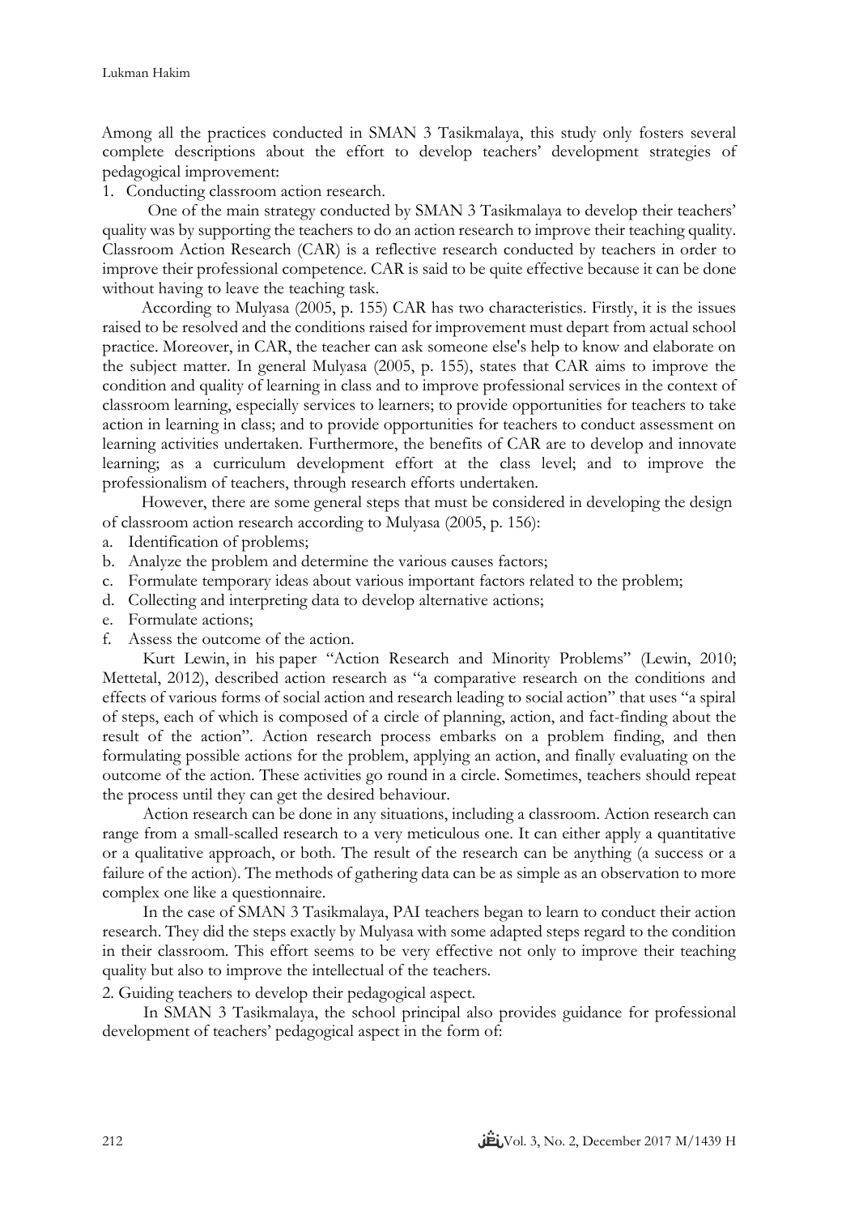Among all the practices conducted in SMAN 3 Tasikmalaya, this study only fosters several complete descriptions about the effort to develop teachers' development strategies of pedagogical improvement:

1. Conducting classroom action research.

One of the main strategy conducted by SMAN 3 Tasikmalaya to develop their teachers' quality was by supporting the teachers to do an action research to improve their teaching quality. Classroom Action Research (CAR) is a reflective research conducted by teachers in order to improve their professional competence. CAR is said to be quite effective because it can be done without having to leave the teaching task.

According to Mulyasa (2005, p. 155) CAR has two characteristics. Firstly, it is the issues raised to be resolved and the conditions raised for improvement must depart from actual school practice. Moreover, in CAR, the teacher can ask someone else's help to know and elaborate on the subject matter. In general Mulyasa (2005, p. 155), states that CAR aims to improve the condition and quality of learning in class and to improve professional services in the context of classroom learning, especially services to learners; to provide opportunities for teachers to take action in learning in class; and to provide opportunities for teachers to conduct assessment on learning activities undertaken. Furthermore, the benefits of CAR are to develop and innovate learning; as a curriculum development effort at the class level; and to improve the professionalism of teachers, through research efforts undertaken.

However, there are some general steps that must be considered in developing the design of classroom action research according to Mulyasa (2005, p. 156):

a. Identification of problems;
b. Analyze the problem and determine the various causes factors;
c. Formulate temporary ideas about various important factors related to the problem;
d. Collecting and interpreting data to develop alternative actions;
e. Formulate actions;
f. Assess the outcome of the action.

Kurt Lewin, in his paper "Action Research and Minority Problems" (Lewin, 2010; Mettetal, 2012), described action research as "a comparative research on the conditions and effects of various forms of social action and research leading to social action" that uses "a spiral of steps, each of which is composed of a circle of planning, action, and fact-finding about the result of the action". Action research process embarks on a problem finding, and then formulating possible actions for the problem, applying an action, and finally evaluating on the outcome of the action. These activities go round in a circle. Sometimes, teachers should repeat the process until they can get the desired behaviour.

Action research can be done in any situations, including a classroom. Action research can range from a small-scalled research to a very meticulous one. It can either apply a quantitative or a qualitative approach, or both. The result of the research can be anything (a success or a failure of the action). The methods of gathering data can be as simple as an observation to more complex one like a questionnaire.

In the case of SMAN 3 Tasikmalaya, PAI teachers began to learn to conduct their action research. They did the steps exactly by Mulyasa with some adapted steps regard to the condition in their classroom. This effort seems to be very effective not only to improve their teaching quality but also to improve the intellectual of the teachers.

2. Guiding teachers to develop their pedagogical aspect.

In SMAN 3 Tasikmalaya, the school principal also provides guidance for professional development of teachers' pedagogical aspect in the form of: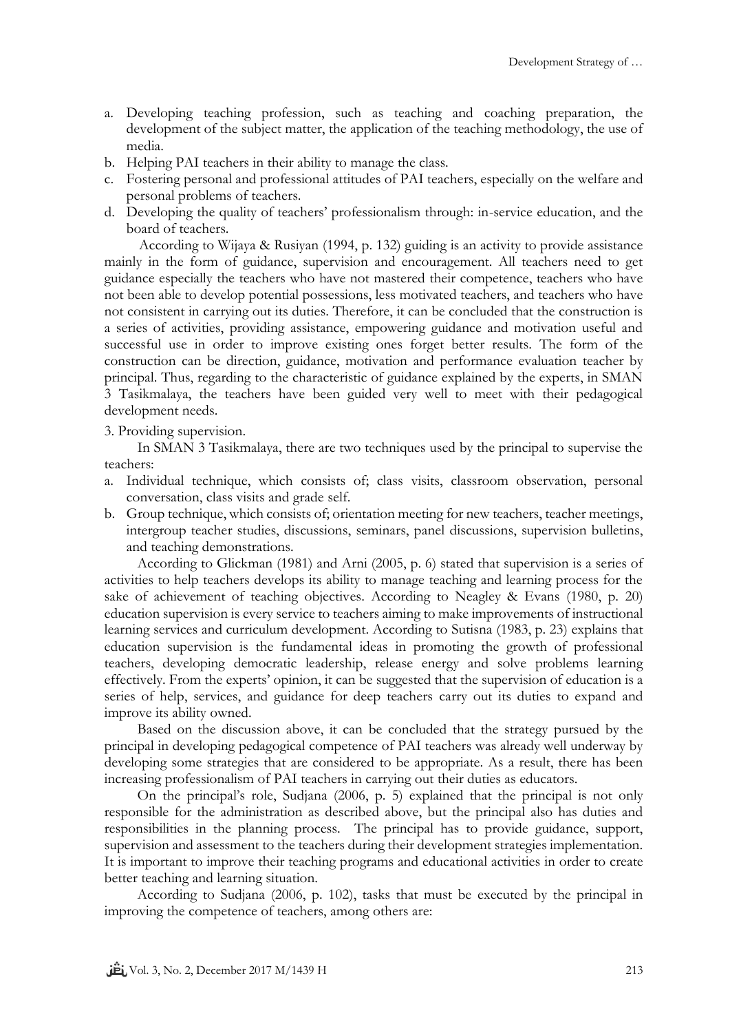a. Developing teaching profession, such as teaching and coaching preparation, the development of the subject matter, the application of the teaching methodology, the use of media.
b. Helping PAI teachers in their ability to manage the class.
c. Fostering personal and professional attitudes of PAI teachers, especially on the welfare and personal problems of teachers.
d. Developing the quality of teachers' professionalism through: in-service education, and the board of teachers.

According to Wijaya & Rusiyan (1994, p. 132) guiding is an activity to provide assistance mainly in the form of guidance, supervision and encouragement. All teachers need to get guidance especially the teachers who have not mastered their competence, teachers who have not been able to develop potential possessions, less motivated teachers, and teachers who have not consistent in carrying out its duties. Therefore, it can be concluded that the construction is a series of activities, providing assistance, empowering guidance and motivation useful and successful use in order to improve existing ones forget better results. The form of the construction can be direction, guidance, motivation and performance evaluation teacher by principal. Thus, regarding to the characteristic of guidance explained by the experts, in SMAN 3 Tasikmalaya, the teachers have been guided very well to meet with their pedagogical development needs.

3. Providing supervision.

In SMAN 3 Tasikmalaya, there are two techniques used by the principal to supervise the teachers:

a. Individual technique, which consists of; class visits, classroom observation, personal conversation, class visits and grade self.
b. Group technique, which consists of; orientation meeting for new teachers, teacher meetings, intergroup teacher studies, discussions, seminars, panel discussions, supervision bulletins, and teaching demonstrations.

According to Glickman (1981) and Arni (2005, p. 6) stated that supervision is a series of activities to help teachers develops its ability to manage teaching and learning process for the sake of achievement of teaching objectives. According to Neagley & Evans (1980, p. 20) education supervision is every service to teachers aiming to make improvements of instructional learning services and curriculum development. According to Sutisna (1983, p. 23) explains that education supervision is the fundamental ideas in promoting the growth of professional teachers, developing democratic leadership, release energy and solve problems learning effectively. From the experts' opinion, it can be suggested that the supervision of education is a series of help, services, and guidance for deep teachers carry out its duties to expand and improve its ability owned.

Based on the discussion above, it can be concluded that the strategy pursued by the principal in developing pedagogical competence of PAI teachers was already well underway by developing some strategies that are considered to be appropriate. As a result, there has been increasing professionalism of PAI teachers in carrying out their duties as educators.

On the principal's role, Sudjana (2006, p. 5) explained that the principal is not only responsible for the administration as described above, but the principal also has duties and responsibilities in the planning process. The principal has to provide guidance, support, supervision and assessment to the teachers during their development strategies implementation. It is important to improve their teaching programs and educational activities in order to create better teaching and learning situation.

According to Sudjana (2006, p. 102), tasks that must be executed by the principal in improving the competence of teachers, among others are: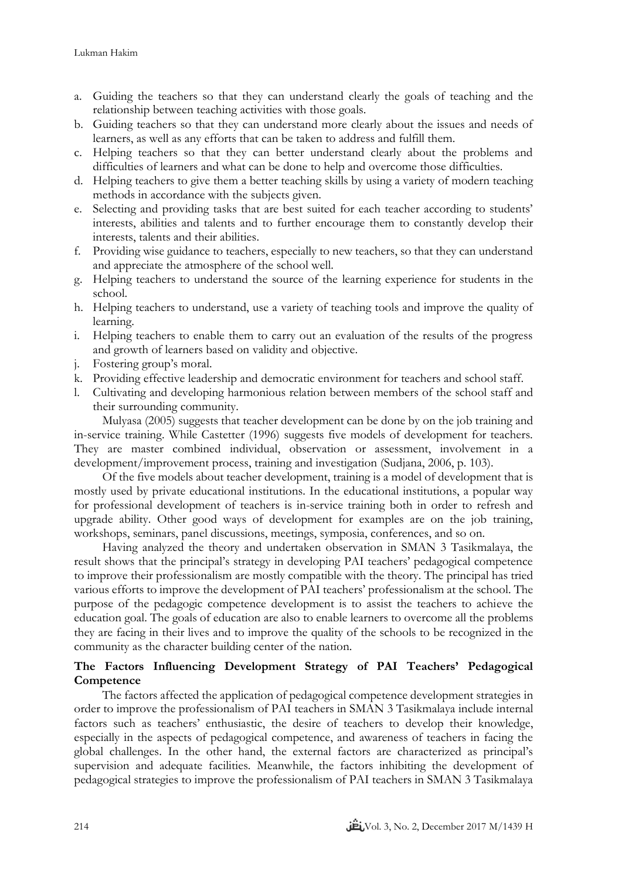a. Guiding the teachers so that they can understand clearly the goals of teaching and the relationship between teaching activities with those goals.
b. Guiding teachers so that they can understand more clearly about the issues and needs of learners, as well as any efforts that can be taken to address and fulfill them.
c. Helping teachers so that they can better understand clearly about the problems and difficulties of learners and what can be done to help and overcome those difficulties.
d. Helping teachers to give them a better teaching skills by using a variety of modern teaching methods in accordance with the subjects given.
e. Selecting and providing tasks that are best suited for each teacher according to students' interests, abilities and talents and to further encourage them to constantly develop their interests, talents and their abilities.
f. Providing wise guidance to teachers, especially to new teachers, so that they can understand and appreciate the atmosphere of the school well.
g. Helping teachers to understand the source of the learning experience for students in the school.
h. Helping teachers to understand, use a variety of teaching tools and improve the quality of learning.
i. Helping teachers to enable them to carry out an evaluation of the results of the progress and growth of learners based on validity and objective.
j. Fostering group's moral.
k. Providing effective leadership and democratic environment for teachers and school staff.
l. Cultivating and developing harmonious relation between members of the school staff and their surrounding community.

Mulyasa (2005) suggests that teacher development can be done by on the job training and in-service training. While Castetter (1996) suggests five models of development for teachers. They are master combined individual, observation or assessment, involvement in a development/improvement process, training and investigation (Sudjana, 2006, p. 103).

Of the five models about teacher development, training is a model of development that is mostly used by private educational institutions. In the educational institutions, a popular way for professional development of teachers is in-service training both in order to refresh and upgrade ability. Other good ways of development for examples are on the job training, workshops, seminars, panel discussions, meetings, symposia, conferences, and so on.

Having analyzed the theory and undertaken observation in SMAN 3 Tasikmalaya, the result shows that the principal's strategy in developing PAI teachers' pedagogical competence to improve their professionalism are mostly compatible with the theory. The principal has tried various efforts to improve the development of PAI teachers' professionalism at the school. The purpose of the pedagogic competence development is to assist the teachers to achieve the education goal. The goals of education are also to enable learners to overcome all the problems they are facing in their lives and to improve the quality of the schools to be recognized in the community as the character building center of the nation.

## The Factors Influencing Development Strategy of PAI Teachers' Pedagogical Competence

The factors affected the application of pedagogical competence development strategies in order to improve the professionalism of PAI teachers in SMAN 3 Tasikmalaya include internal factors such as teachers' enthusiastic, the desire of teachers to develop their knowledge, especially in the aspects of pedagogical competence, and awareness of teachers in facing the global challenges. In the other hand, the external factors are characterized as principal's supervision and adequate facilities. Meanwhile, the factors inhibiting the development of pedagogical strategies to improve the professionalism of PAI teachers in SMAN 3 Tasikmalaya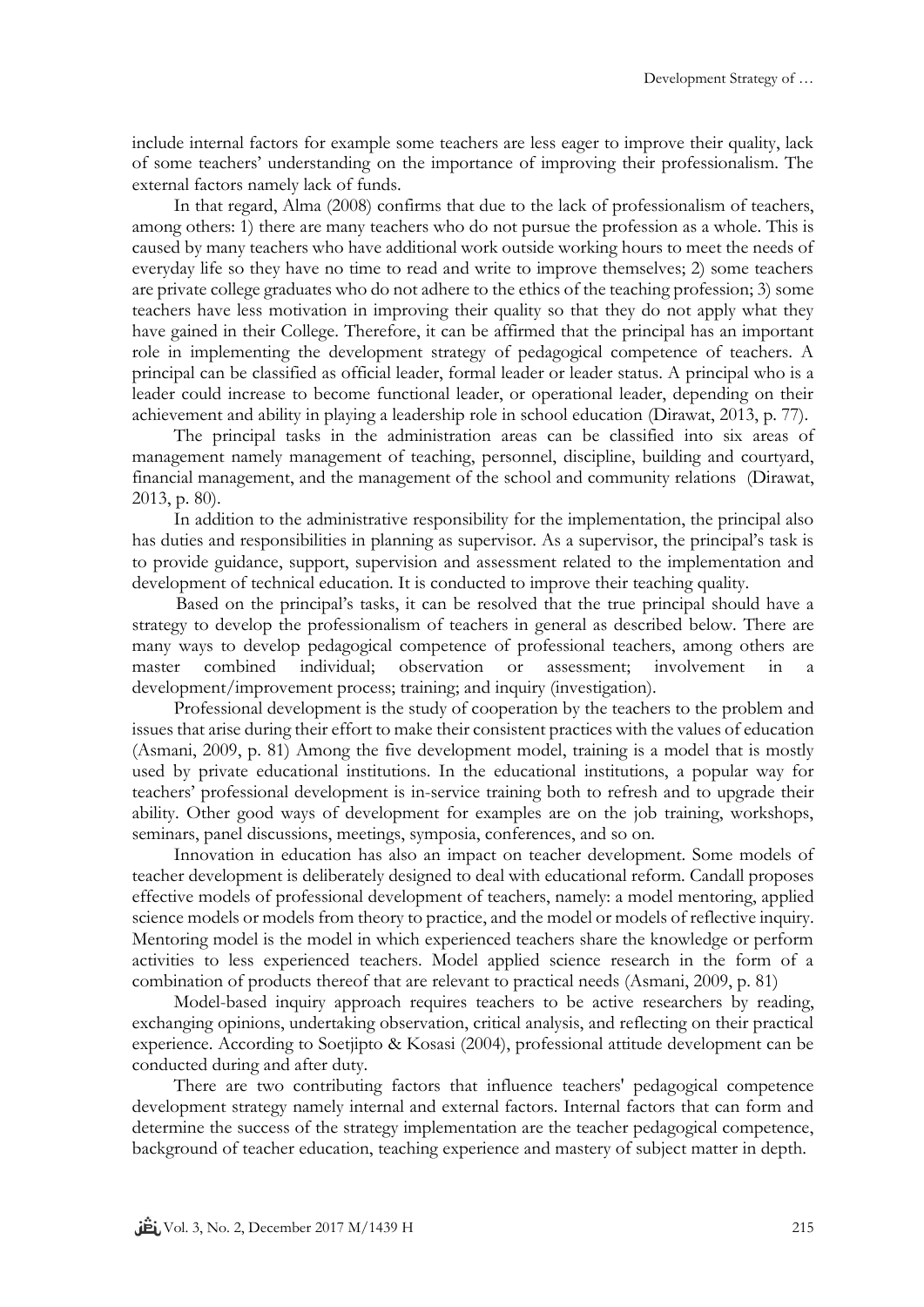include internal factors for example some teachers are less eager to improve their quality, lack of some teachers' understanding on the importance of improving their professionalism. The external factors namely lack of funds.

In that regard, Alma (2008) confirms that due to the lack of professionalism of teachers, among others: 1) there are many teachers who do not pursue the profession as a whole. This is caused by many teachers who have additional work outside working hours to meet the needs of everyday life so they have no time to read and write to improve themselves; 2) some teachers are private college graduates who do not adhere to the ethics of the teaching profession; 3) some teachers have less motivation in improving their quality so that they do not apply what they have gained in their College. Therefore, it can be affirmed that the principal has an important role in implementing the development strategy of pedagogical competence of teachers. A principal can be classified as official leader, formal leader or leader status. A principal who is a leader could increase to become functional leader, or operational leader, depending on their achievement and ability in playing a leadership role in school education (Dirawat, 2013, p. 77).

The principal tasks in the administration areas can be classified into six areas of management namely management of teaching, personnel, discipline, building and courtyard, financial management, and the management of the school and community relations (Dirawat, 2013, p. 80).

In addition to the administrative responsibility for the implementation, the principal also has duties and responsibilities in planning as supervisor. As a supervisor, the principal's task is to provide guidance, support, supervision and assessment related to the implementation and development of technical education. It is conducted to improve their teaching quality.

Based on the principal's tasks, it can be resolved that the true principal should have a strategy to develop the professionalism of teachers in general as described below. There are many ways to develop pedagogical competence of professional teachers, among others are master combined individual; observation or assessment; involvement in a development/improvement process; training; and inquiry (investigation).

Professional development is the study of cooperation by the teachers to the problem and issues that arise during their effort to make their consistent practices with the values of education (Asmani, 2009, p. 81) Among the five development model, training is a model that is mostly used by private educational institutions. In the educational institutions, a popular way for teachers' professional development is in-service training both to refresh and to upgrade their ability. Other good ways of development for examples are on the job training, workshops, seminars, panel discussions, meetings, symposia, conferences, and so on.

Innovation in education has also an impact on teacher development. Some models of teacher development is deliberately designed to deal with educational reform. Candall proposes effective models of professional development of teachers, namely: a model mentoring, applied science models or models from theory to practice, and the model or models of reflective inquiry. Mentoring model is the model in which experienced teachers share the knowledge or perform activities to less experienced teachers. Model applied science research in the form of a combination of products thereof that are relevant to practical needs (Asmani, 2009, p. 81)

Model-based inquiry approach requires teachers to be active researchers by reading, exchanging opinions, undertaking observation, critical analysis, and reflecting on their practical experience. According to Soetjipto & Kosasi (2004), professional attitude development can be conducted during and after duty.

There are two contributing factors that influence teachers' pedagogical competence development strategy namely internal and external factors. Internal factors that can form and determine the success of the strategy implementation are the teacher pedagogical competence, background of teacher education, teaching experience and mastery of subject matter in depth.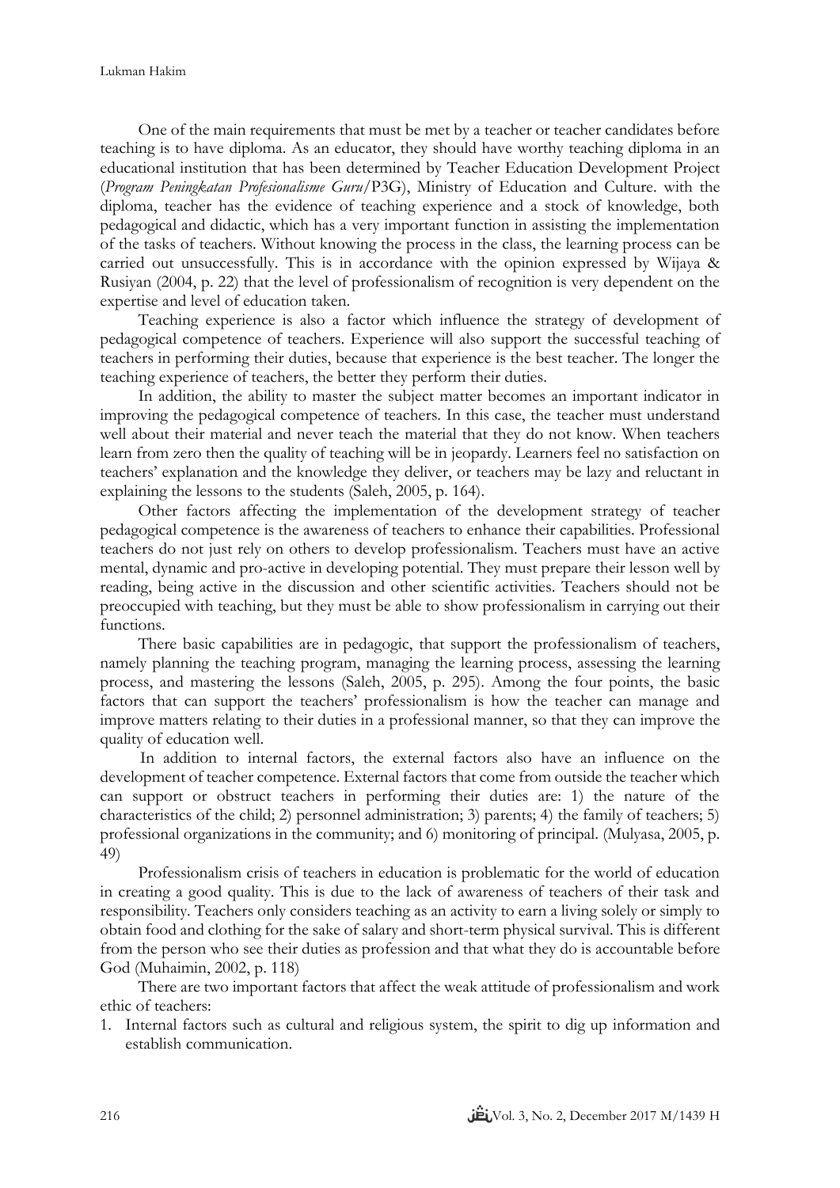One of the main requirements that must be met by a teacher or teacher candidates before teaching is to have diploma. As an educator, they should have worthy teaching diploma in an educational institution that has been determined by Teacher Education Development Project (*Program Peningkatan Profesionalisme Guru*/P3G), Ministry of Education and Culture. with the diploma, teacher has the evidence of teaching experience and a stock of knowledge, both pedagogical and didactic, which has a very important function in assisting the implementation of the tasks of teachers. Without knowing the process in the class, the learning process can be carried out unsuccessfully. This is in accordance with the opinion expressed by Wijaya & Rusiyan (2004, p. 22) that the level of professionalism of recognition is very dependent on the expertise and level of education taken.

Teaching experience is also a factor which influence the strategy of development of pedagogical competence of teachers. Experience will also support the successful teaching of teachers in performing their duties, because that experience is the best teacher. The longer the teaching experience of teachers, the better they perform their duties.

In addition, the ability to master the subject matter becomes an important indicator in improving the pedagogical competence of teachers. In this case, the teacher must understand well about their material and never teach the material that they do not know. When teachers learn from zero then the quality of teaching will be in jeopardy. Learners feel no satisfaction on teachers' explanation and the knowledge they deliver, or teachers may be lazy and reluctant in explaining the lessons to the students (Saleh, 2005, p. 164).

Other factors affecting the implementation of the development strategy of teacher pedagogical competence is the awareness of teachers to enhance their capabilities. Professional teachers do not just rely on others to develop professionalism. Teachers must have an active mental, dynamic and pro-active in developing potential. They must prepare their lesson well by reading, being active in the discussion and other scientific activities. Teachers should not be preoccupied with teaching, but they must be able to show professionalism in carrying out their functions.

There basic capabilities are in pedagogic, that support the professionalism of teachers, namely planning the teaching program, managing the learning process, assessing the learning process, and mastering the lessons (Saleh, 2005, p. 295). Among the four points, the basic factors that can support the teachers' professionalism is how the teacher can manage and improve matters relating to their duties in a professional manner, so that they can improve the quality of education well.

In addition to internal factors, the external factors also have an influence on the development of teacher competence. External factors that come from outside the teacher which can support or obstruct teachers in performing their duties are: 1) the nature of the characteristics of the child; 2) personnel administration; 3) parents; 4) the family of teachers; 5) professional organizations in the community; and 6) monitoring of principal. (Mulyasa, 2005, p. 49)

Professionalism crisis of teachers in education is problematic for the world of education in creating a good quality. This is due to the lack of awareness of teachers of their task and responsibility. Teachers only considers teaching as an activity to earn a living solely or simply to obtain food and clothing for the sake of salary and short-term physical survival. This is different from the person who see their duties as profession and that what they do is accountable before God (Muhaimin, 2002, p. 118)

There are two important factors that affect the weak attitude of professionalism and work ethic of teachers:

1. Internal factors such as cultural and religious system, the spirit to dig up information and establish communication.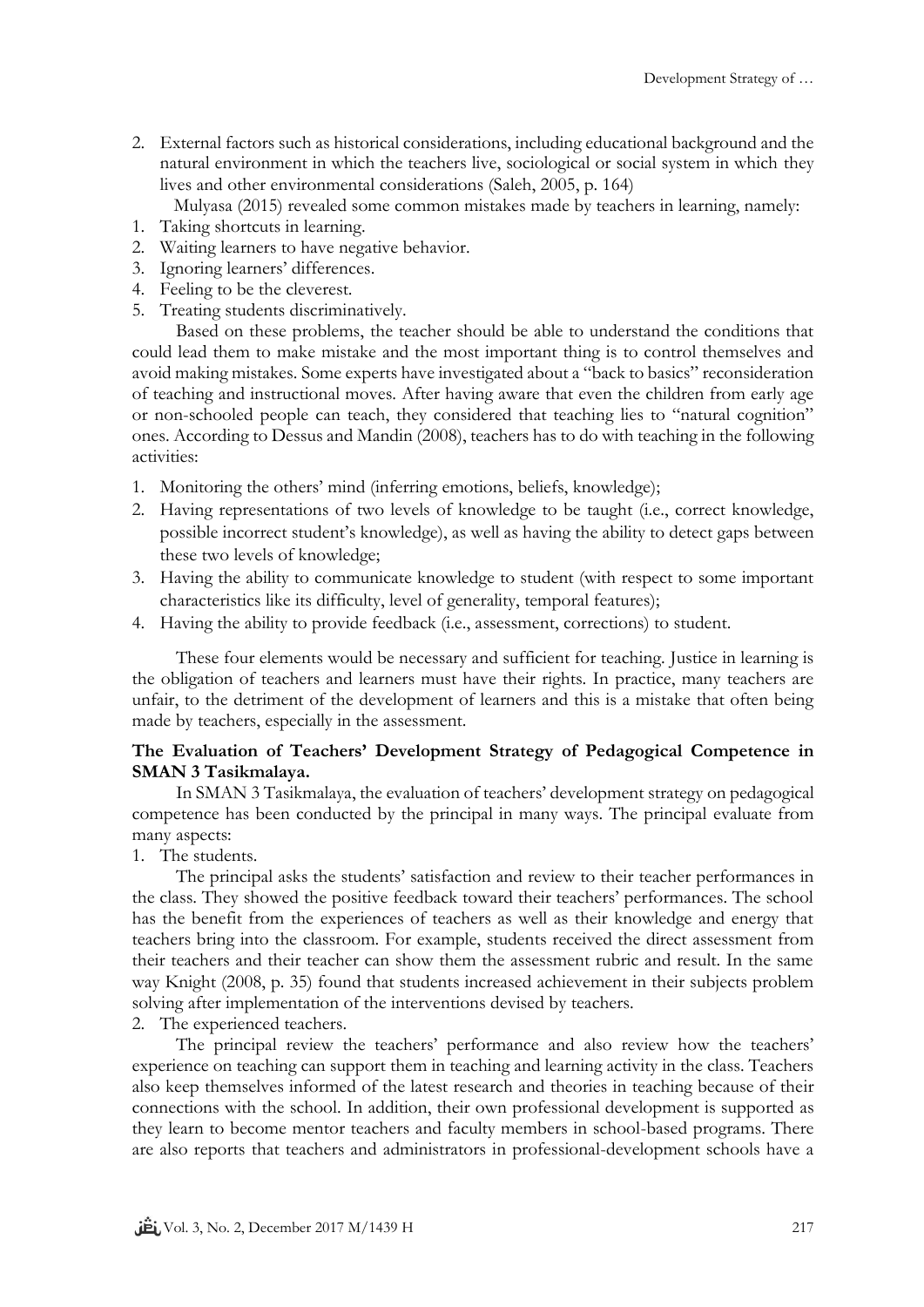2. External factors such as historical considerations, including educational background and the natural environment in which the teachers live, sociological or social system in which they lives and other environmental considerations (Saleh, 2005, p. 164)

Mulyasa (2015) revealed some common mistakes made by teachers in learning, namely:

1. Taking shortcuts in learning.
2. Waiting learners to have negative behavior.
3. Ignoring learners' differences.
4. Feeling to be the cleverest.
5. Treating students discriminatively.

Based on these problems, the teacher should be able to understand the conditions that could lead them to make mistake and the most important thing is to control themselves and avoid making mistakes. Some experts have investigated about a "back to basics" reconsideration of teaching and instructional moves. After having aware that even the children from early age or non-schooled people can teach, they considered that teaching lies to "natural cognition" ones. According to Dessus and Mandin (2008), teachers has to do with teaching in the following activities:

1. Monitoring the others' mind (inferring emotions, beliefs, knowledge);
2. Having representations of two levels of knowledge to be taught (i.e., correct knowledge, possible incorrect student's knowledge), as well as having the ability to detect gaps between these two levels of knowledge;
3. Having the ability to communicate knowledge to student (with respect to some important characteristics like its difficulty, level of generality, temporal features);
4. Having the ability to provide feedback (i.e., assessment, corrections) to student.

These four elements would be necessary and sufficient for teaching. Justice in learning is the obligation of teachers and learners must have their rights. In practice, many teachers are unfair, to the detriment of the development of learners and this is a mistake that often being made by teachers, especially in the assessment.

**The Evaluation of Teachers' Development Strategy of Pedagogical Competence in SMAN 3 Tasikmalaya.**

In SMAN 3 Tasikmalaya, the evaluation of teachers' development strategy on pedagogical competence has been conducted by the principal in many ways. The principal evaluate from many aspects:

1. The students.

The principal asks the students' satisfaction and review to their teacher performances in the class. They showed the positive feedback toward their teachers' performances. The school has the benefit from the experiences of teachers as well as their knowledge and energy that teachers bring into the classroom. For example, students received the direct assessment from their teachers and their teacher can show them the assessment rubric and result. In the same way Knight (2008, p. 35) found that students increased achievement in their subjects problem solving after implementation of the interventions devised by teachers.

2. The experienced teachers.

The principal review the teachers' performance and also review how the teachers' experience on teaching can support them in teaching and learning activity in the class. Teachers also keep themselves informed of the latest research and theories in teaching because of their connections with the school. In addition, their own professional development is supported as they learn to become mentor teachers and faculty members in school-based programs. There are also reports that teachers and administrators in professional-development schools have a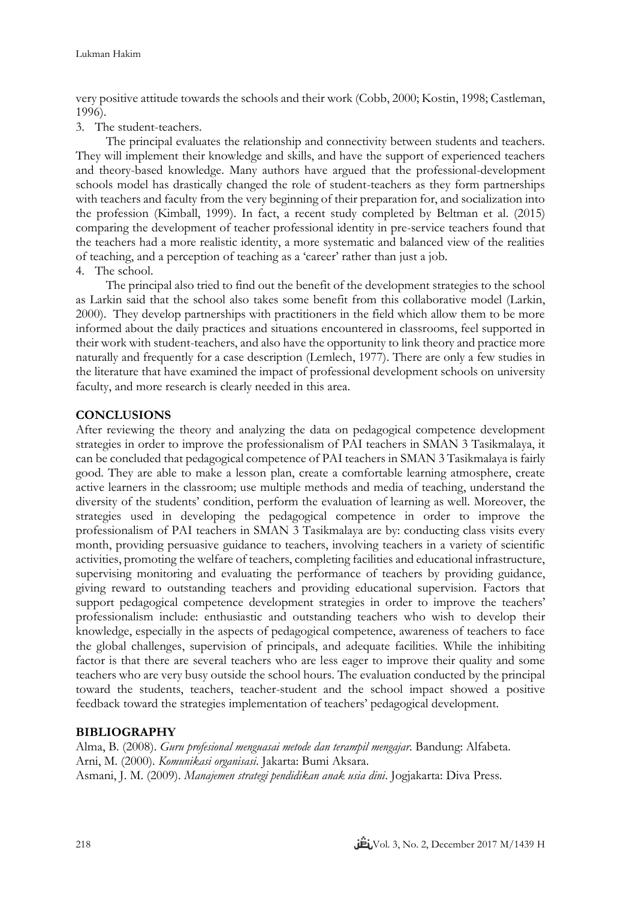very positive attitude towards the schools and their work (Cobb, 2000; Kostin, 1998; Castleman, 1996).

3. The student-teachers.

The principal evaluates the relationship and connectivity between students and teachers. They will implement their knowledge and skills, and have the support of experienced teachers and theory-based knowledge. Many authors have argued that the professional-development schools model has drastically changed the role of student-teachers as they form partnerships with teachers and faculty from the very beginning of their preparation for, and socialization into the profession (Kimball, 1999). In fact, a recent study completed by Beltman et al. (2015) comparing the development of teacher professional identity in pre-service teachers found that the teachers had a more realistic identity, a more systematic and balanced view of the realities of teaching, and a perception of teaching as a 'career' rather than just a job.

4. The school.

The principal also tried to find out the benefit of the development strategies to the school as Larkin said that the school also takes some benefit from this collaborative model (Larkin, 2000). They develop partnerships with practitioners in the field which allow them to be more informed about the daily practices and situations encountered in classrooms, feel supported in their work with student-teachers, and also have the opportunity to link theory and practice more naturally and frequently for a case description (Lemlech, 1977). There are only a few studies in the literature that have examined the impact of professional development schools on university faculty, and more research is clearly needed in this area.

## CONCLUSIONS

After reviewing the theory and analyzing the data on pedagogical competence development strategies in order to improve the professionalism of PAI teachers in SMAN 3 Tasikmalaya, it can be concluded that pedagogical competence of PAI teachers in SMAN 3 Tasikmalaya is fairly good. They are able to make a lesson plan, create a comfortable learning atmosphere, create active learners in the classroom; use multiple methods and media of teaching, understand the diversity of the students' condition, perform the evaluation of learning as well. Moreover, the strategies used in developing the pedagogical competence in order to improve the professionalism of PAI teachers in SMAN 3 Tasikmalaya are by: conducting class visits every month, providing persuasive guidance to teachers, involving teachers in a variety of scientific activities, promoting the welfare of teachers, completing facilities and educational infrastructure, supervising monitoring and evaluating the performance of teachers by providing guidance, giving reward to outstanding teachers and providing educational supervision. Factors that support pedagogical competence development strategies in order to improve the teachers' professionalism include: enthusiastic and outstanding teachers who wish to develop their knowledge, especially in the aspects of pedagogical competence, awareness of teachers to face the global challenges, supervision of principals, and adequate facilities. While the inhibiting factor is that there are several teachers who are less eager to improve their quality and some teachers who are very busy outside the school hours. The evaluation conducted by the principal toward the students, teachers, teacher-student and the school impact showed a positive feedback toward the strategies implementation of teachers' pedagogical development.

## BIBLIOGRAPHY

Alma, B. (2008). *Guru profesional menguasai metode dan terampil mengajar*. Bandung: Alfabeta.

Arni, M. (2000). *Komunikasi organisasi*. Jakarta: Bumi Aksara.

Asmani, J. M. (2009). *Manajemen strategi pendidikan anak usia dini*. Jogjakarta: Diva Press.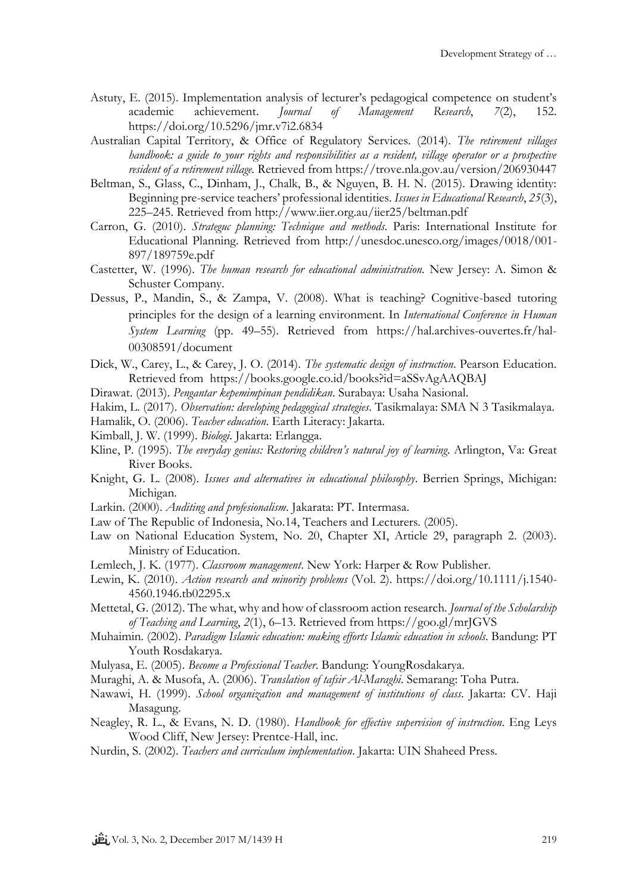Astuty, E. (2015). Implementation analysis of lecturer's pedagogical competence on student's academic achievement. *Journal of Management Research*, *7*(2), 152. https://doi.org/10.5296/jmr.v7i2.6834

Australian Capital Territory, & Office of Regulatory Services. (2014). *The retirement villages handbook: a guide to your rights and responsibilities as a resident, village operator or a prospective resident of a retirement village.* Retrieved from https://trove.nla.gov.au/version/206930447

Beltman, S., Glass, C., Dinham, J., Chalk, B., & Nguyen, B. H. N. (2015). Drawing identity: Beginning pre-service teachers' professional identities. *Issues in Educational Research*, *25*(3), 225–245. Retrieved from http://www.iier.org.au/iier25/beltman.pdf

Carron, G. (2010). *Strateguc planning: Technique and methods*. Paris: International Institute for Educational Planning. Retrieved from http://unesdoc.unesco.org/images/0018/001-897/189759e.pdf

Castetter, W. (1996). *The human research for educational administration*. New Jersey: A. Simon & Schuster Company.

Dessus, P., Mandin, S., & Zampa, V. (2008). What is teaching? Cognitive-based tutoring principles for the design of a learning environment. In *International Conference in Human System Learning* (pp. 49–55). Retrieved from https://hal.archives-ouvertes.fr/hal-00308591/document

Dick, W., Carey, L., & Carey, J. O. (2014). *The systematic design of instruction*. Pearson Education. Retrieved from https://books.google.co.id/books?id=aSSvAgAAQBAJ

Dirawat. (2013). *Pengantar kepemimpinan pendidikan*. Surabaya: Usaha Nasional.

Hakim, L. (2017). *Observation: developing pedagogical strategies*. Tasikmalaya: SMA N 3 Tasikmalaya.

Hamalik, O. (2006). *Teacher education*. Earth Literacy: Jakarta.

Kimball, J. W. (1999). *Biologi*. Jakarta: Erlangga.

Kline, P. (1995). *The everyday genius: Restoring children's natural joy of learning*. Arlington, Va: Great River Books.

Knight, G. L. (2008). *Issues and alternatives in educational philosophy*. Berrien Springs, Michigan: Michigan.

Larkin. (2000). *Auditing and profesionalism*. Jakarata: PT. Intermasa.

Law of The Republic of Indonesia, No.14, Teachers and Lecturers. (2005).

Law on National Education System, No. 20, Chapter XI, Article 29, paragraph 2. (2003). Ministry of Education.

Lemlech, J. K. (1977). *Classroom management*. New York: Harper & Row Publisher.

Lewin, K. (2010). *Action research and minority problems* (Vol. 2). https://doi.org/10.1111/j.1540-4560.1946.tb02295.x

Mettetal, G. (2012). The what, why and how of classroom action research. *Journal of the Scholarship of Teaching and Learning*, *2*(1), 6–13. Retrieved from https://goo.gl/mrJGVS

Muhaimin. (2002). *Paradigm Islamic education: making efforts Islamic education in schools*. Bandung: PT Youth Rosdakarya.

Mulyasa, E. (2005). *Become a Professional Teacher*. Bandung: YoungRosdakarya.

Muraghi, A. & Musofa, A. (2006). *Translation of tafsir Al-Maraghi*. Semarang: Toha Putra.

Nawawi, H. (1999). *School organization and management of institutions of class*. Jakarta: CV. Haji Masagung.

Neagley, R. L., & Evans, N. D. (1980). *Handbook for effective supervision of instruction*. Eng Leys Wood Cliff, New Jersey: Prentce-Hall, inc.

Nurdin, S. (2002). *Teachers and curriculum implementation*. Jakarta: UIN Shaheed Press.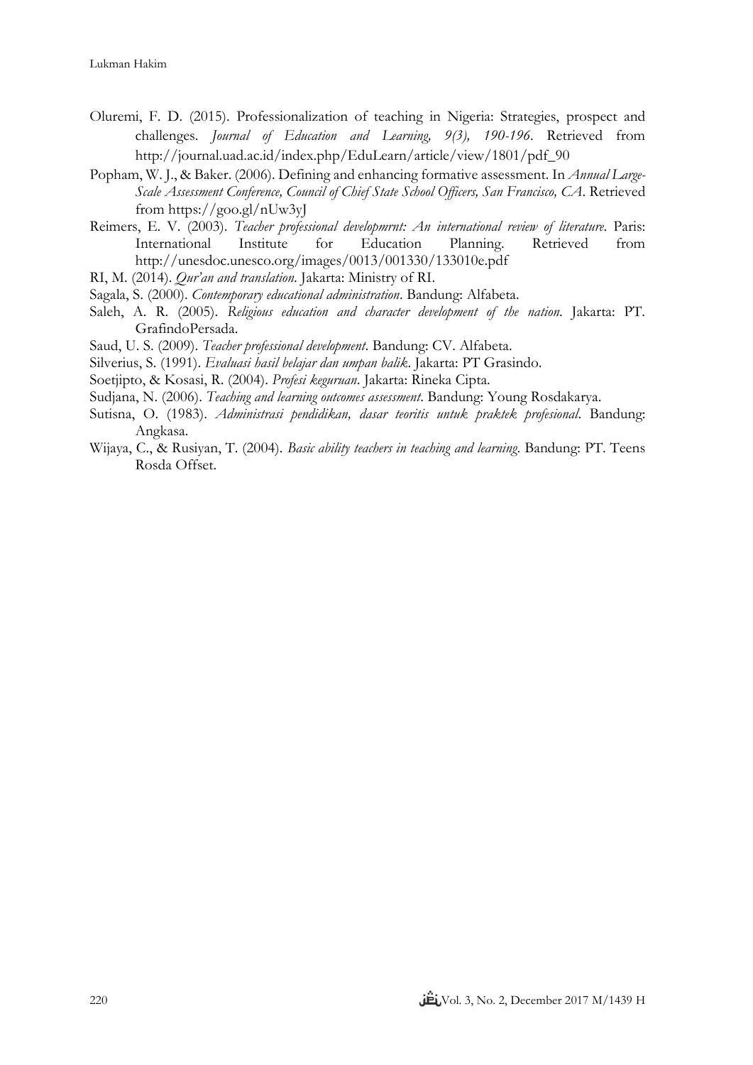Oluremi, F. D. (2015). Professionalization of teaching in Nigeria: Strategies, prospect and challenges. *Journal of Education and Learning, 9(3), 190-196*. Retrieved from http://journal.uad.ac.id/index.php/EduLearn/article/view/1801/pdf_90

Popham, W. J., & Baker. (2006). Defining and enhancing formative assessment. In *Annual Large-Scale Assessment Conference, Council of Chief State School Officers, San Francisco, CA*. Retrieved from https://goo.gl/nUw3yJ

Reimers, E. V. (2003). *Teacher professional developmrnt: An international review of literature*. Paris: International Institute for Education Planning. Retrieved from http://unesdoc.unesco.org/images/0013/001330/133010e.pdf

RI, M. (2014). *Qur'an and translation*. Jakarta: Ministry of RI.

Sagala, S. (2000). *Contemporary educational administration*. Bandung: Alfabeta.

Saleh, A. R. (2005). *Religious education and character development of the nation*. Jakarta: PT. GrafindoPersada.

Saud, U. S. (2009). *Teacher professional development*. Bandung: CV. Alfabeta.

Silverius, S. (1991). *Evaluasi hasil belajar dan umpan balik*. Jakarta: PT Grasindo.

Soetjipto, & Kosasi, R. (2004). *Profesi keguruan*. Jakarta: Rineka Cipta.

Sudjana, N. (2006). *Teaching and learning outcomes assessment*. Bandung: Young Rosdakarya.

Sutisna, O. (1983). *Administrasi pendidikan, dasar teoritis untuk praktek profesional*. Bandung: Angkasa.

Wijaya, C., & Rusiyan, T. (2004). *Basic ability teachers in teaching and learning*. Bandung: PT. Teens Rosda Offset.